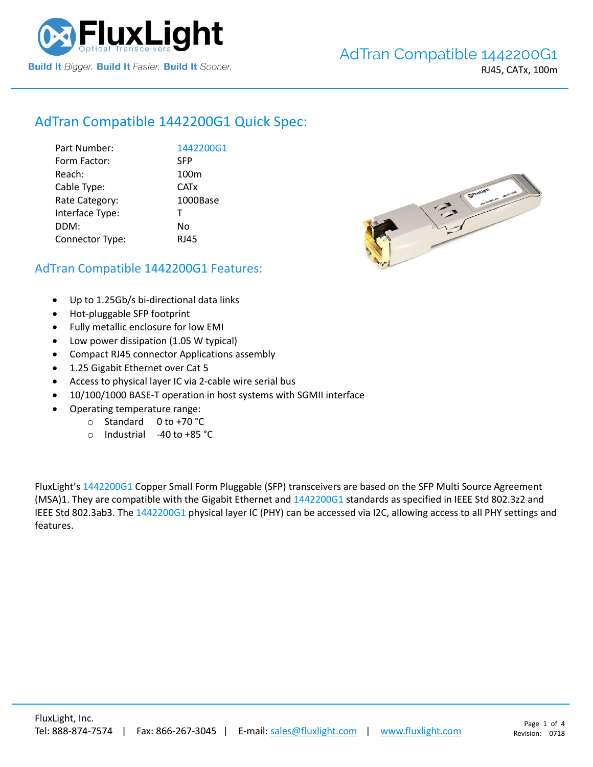# AdTran Compatible 1442200G1

RJ45, CATx, 100m

## AdTran Compatible 1442200G1 Quick Spec:

| | |
|---|---|
| Part Number: | 1442200G1 |
| Form Factor: | SFP |
| Reach: | 100m |
| Cable Type: | CATx |
| Rate Category: | 1000Base |
| Interface Type: | T |
| DDM: | No |
| Connector Type: | RJ45 |

## AdTran Compatible 1442200G1 Features:

- Up to 1.25Gb/s bi-directional data links
- Hot-pluggable SFP footprint
- Fully metallic enclosure for low EMI
- Low power dissipation (1.05 W typical)
- Compact RJ45 connector Applications assembly
- 1.25 Gigabit Ethernet over Cat 5
- Access to physical layer IC via 2-cable wire serial bus
- 10/100/1000 BASE-T operation in host systems with SGMII interface
- Operating temperature range:
  - Standard 0 to +70 °C
  - Industrial -40 to +85 °C

FluxLight's 1442200G1 Copper Small Form Pluggable (SFP) transceivers are based on the SFP Multi Source Agreement (MSA)1. They are compatible with the Gigabit Ethernet and 1442200G1 standards as specified in IEEE Std 802.3z2 and IEEE Std 802.3ab3. The 1442200G1 physical layer IC (PHY) can be accessed via I2C, allowing access to all PHY settings and features.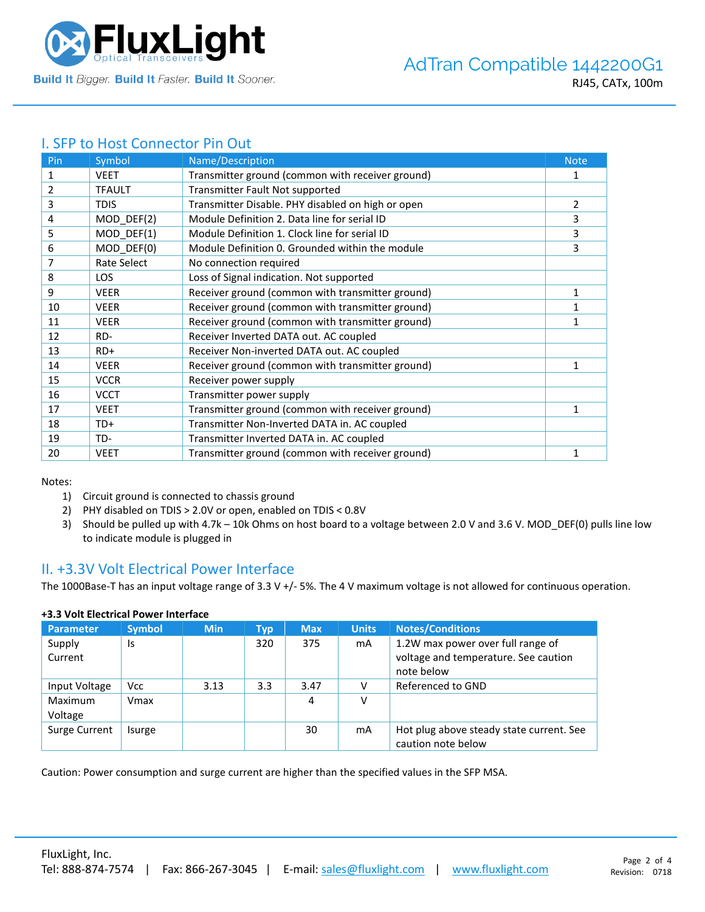## I. SFP to Host Connector Pin Out

| Pin | Symbol | Name/Description | Note |
|---|---|---|---|
| 1 | VEET | Transmitter ground (common with receiver ground) | 1 |
| 2 | TFAULT | Transmitter Fault Not supported | |
| 3 | TDIS | Transmitter Disable. PHY disabled on high or open | 2 |
| 4 | MOD_DEF(2) | Module Definition 2. Data line for serial ID | 3 |
| 5 | MOD_DEF(1) | Module Definition 1. Clock line for serial ID | 3 |
| 6 | MOD_DEF(0) | Module Definition 0. Grounded within the module | 3 |
| 7 | Rate Select | No connection required | |
| 8 | LOS | Loss of Signal indication. Not supported | |
| 9 | VEER | Receiver ground (common with transmitter ground) | 1 |
| 10 | VEER | Receiver ground (common with transmitter ground) | 1 |
| 11 | VEER | Receiver ground (common with transmitter ground) | 1 |
| 12 | RD- | Receiver Inverted DATA out. AC coupled | |
| 13 | RD+ | Receiver Non-inverted DATA out. AC coupled | |
| 14 | VEER | Receiver ground (common with transmitter ground) | 1 |
| 15 | VCCR | Receiver power supply | |
| 16 | VCCT | Transmitter power supply | |
| 17 | VEET | Transmitter ground (common with receiver ground) | 1 |
| 18 | TD+ | Transmitter Non-Inverted DATA in. AC coupled | |
| 19 | TD- | Transmitter Inverted DATA in. AC coupled | |
| 20 | VEET | Transmitter ground (common with receiver ground) | 1 |

Notes:

1) Circuit ground is connected to chassis ground
2) PHY disabled on TDIS > 2.0V or open, enabled on TDIS < 0.8V
3) Should be pulled up with 4.7k – 10k Ohms on host board to a voltage between 2.0 V and 3.6 V. MOD_DEF(0) pulls line low to indicate module is plugged in

## II. +3.3V Volt Electrical Power Interface

The 1000Base-T has an input voltage range of 3.3 V +/- 5%. The 4 V maximum voltage is not allowed for continuous operation.

**+3.3 Volt Electrical Power Interface**

| Parameter | Symbol | Min | Typ | Max | Units | Notes/Conditions |
|---|---|---|---|---|---|---|
| Supply Current | Is | | 320 | 375 | mA | 1.2W max power over full range of voltage and temperature. See caution note below |
| Input Voltage | Vcc | 3.13 | 3.3 | 3.47 | V | Referenced to GND |
| Maximum Voltage | Vmax | | | 4 | V | |
| Surge Current | Isurge | | | 30 | mA | Hot plug above steady state current. See caution note below |

Caution: Power consumption and surge current are higher than the specified values in the SFP MSA.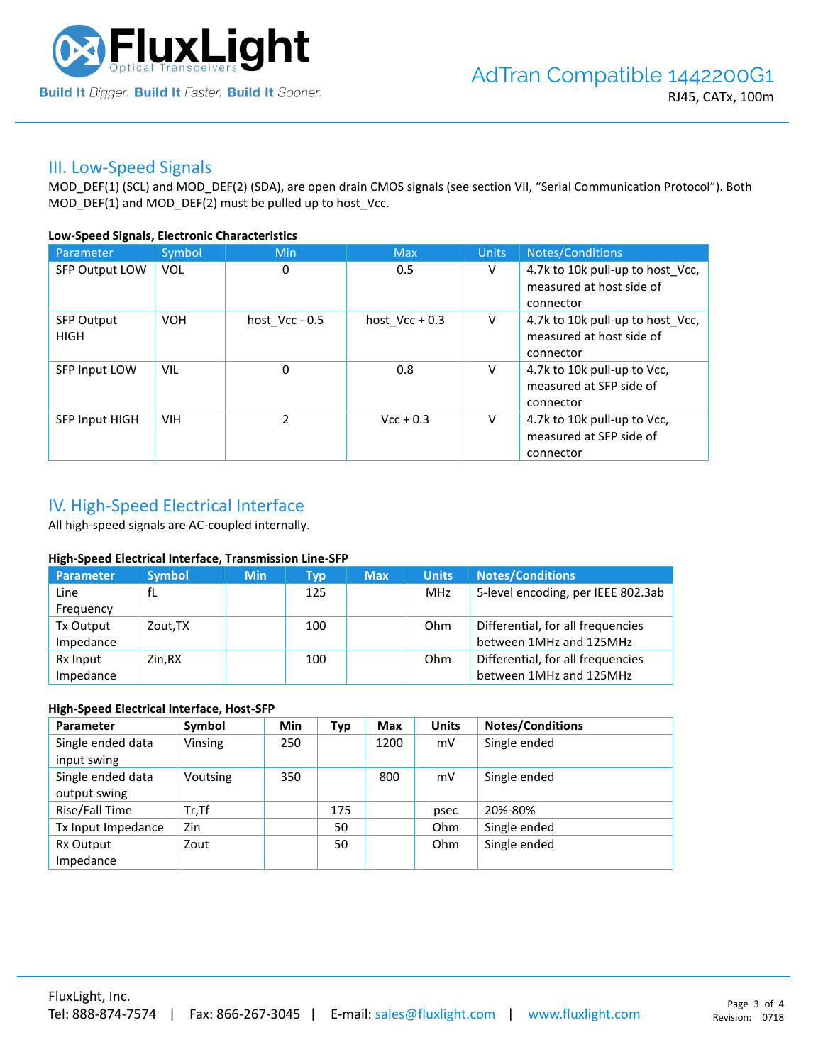## III. Low-Speed Signals

MOD_DEF(1) (SCL) and MOD_DEF(2) (SDA), are open drain CMOS signals (see section VII, "Serial Communication Protocol"). Both MOD_DEF(1) and MOD_DEF(2) must be pulled up to host_Vcc.

**Low-Speed Signals, Electronic Characteristics**

| Parameter | Symbol | Min | Max | Units | Notes/Conditions |
|---|---|---|---|---|---|
| SFP Output LOW | VOL | 0 | 0.5 | V | 4.7k to 10k pull-up to host_Vcc, measured at host side of connector |
| SFP Output HIGH | VOH | host_Vcc - 0.5 | host_Vcc + 0.3 | V | 4.7k to 10k pull-up to host_Vcc, measured at host side of connector |
| SFP Input LOW | VIL | 0 | 0.8 | V | 4.7k to 10k pull-up to Vcc, measured at SFP side of connector |
| SFP Input HIGH | VIH | 2 | Vcc + 0.3 | V | 4.7k to 10k pull-up to Vcc, measured at SFP side of connector |

## IV. High-Speed Electrical Interface

All high-speed signals are AC-coupled internally.

**High-Speed Electrical Interface, Transmission Line-SFP**

| Parameter | Symbol | Min | Typ | Max | Units | Notes/Conditions |
|---|---|---|---|---|---|---|
| Line Frequency | fL | | 125 | | MHz | 5-level encoding, per IEEE 802.3ab |
| Tx Output Impedance | Zout,TX | | 100 | | Ohm | Differential, for all frequencies between 1MHz and 125MHz |
| Rx Input Impedance | Zin,RX | | 100 | | Ohm | Differential, for all frequencies between 1MHz and 125MHz |

**High-Speed Electrical Interface, Host-SFP**

| Parameter | Symbol | Min | Typ | Max | Units | Notes/Conditions |
|---|---|---|---|---|---|---|
| Single ended data input swing | Vinsing | 250 | | 1200 | mV | Single ended |
| Single ended data output swing | Voutsing | 350 | | 800 | mV | Single ended |
| Rise/Fall Time | Tr,Tf | | 175 | | psec | 20%-80% |
| Tx Input Impedance | Zin | | 50 | | Ohm | Single ended |
| Rx Output Impedance | Zout | | 50 | | Ohm | Single ended |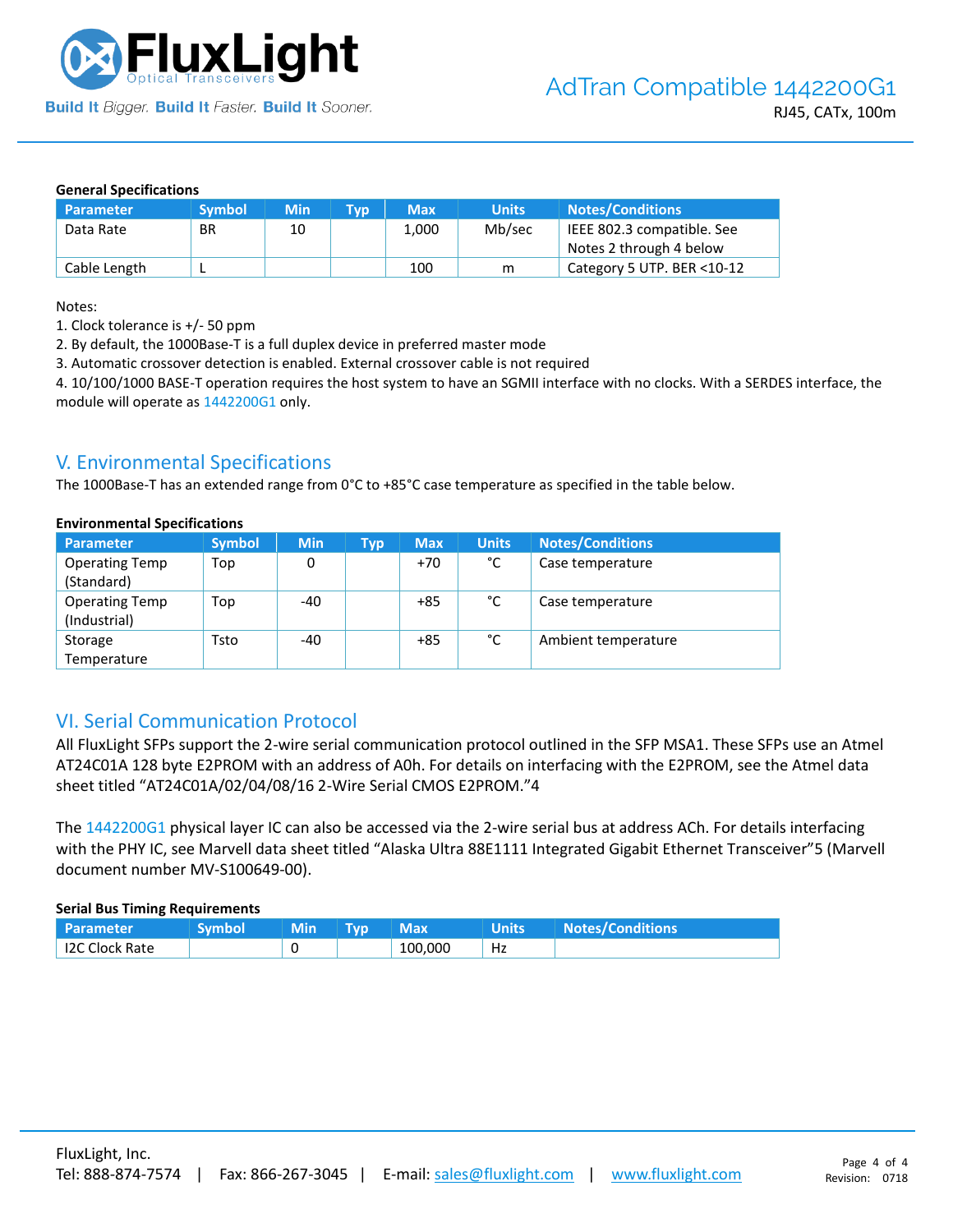**General Specifications**

| Parameter | Symbol | Min | Typ | Max | Units | Notes/Conditions |
|---|---|---|---|---|---|---|
| Data Rate | BR | 10 | | 1,000 | Mb/sec | IEEE 802.3 compatible. See Notes 2 through 4 below |
| Cable Length | L | | | 100 | m | Category 5 UTP. BER <10-12 |

Notes:
1. Clock tolerance is +/- 50 ppm
2. By default, the 1000Base-T is a full duplex device in preferred master mode
3. Automatic crossover detection is enabled. External crossover cable is not required
4. 10/100/1000 BASE-T operation requires the host system to have an SGMII interface with no clocks. With a SERDES interface, the module will operate as 1442200G1 only.

## V. Environmental Specifications

The 1000Base-T has an extended range from 0°C to +85°C case temperature as specified in the table below.

**Environmental Specifications**

| Parameter | Symbol | Min | Typ | Max | Units | Notes/Conditions |
|---|---|---|---|---|---|---|
| Operating Temp (Standard) | Top | 0 | | +70 | °C | Case temperature |
| Operating Temp (Industrial) | Top | -40 | | +85 | °C | Case temperature |
| Storage Temperature | Tsto | -40 | | +85 | °C | Ambient temperature |

## VI. Serial Communication Protocol

All FluxLight SFPs support the 2-wire serial communication protocol outlined in the SFP MSA1. These SFPs use an Atmel AT24C01A 128 byte E2PROM with an address of A0h. For details on interfacing with the E2PROM, see the Atmel data sheet titled "AT24C01A/02/04/08/16 2-Wire Serial CMOS E2PROM."4

The 1442200G1 physical layer IC can also be accessed via the 2-wire serial bus at address ACh. For details interfacing with the PHY IC, see Marvell data sheet titled "Alaska Ultra 88E1111 Integrated Gigabit Ethernet Transceiver"5 (Marvell document number MV-S100649-00).

**Serial Bus Timing Requirements**

| Parameter | Symbol | Min | Typ | Max | Units | Notes/Conditions |
|---|---|---|---|---|---|---|
| I2C Clock Rate | | 0 | | 100,000 | Hz | |

FluxLight, Inc.
Tel: 888-874-7574 | Fax: 866-267-3045 | E-mail: sales@fluxlight.com | www.fluxlight.com